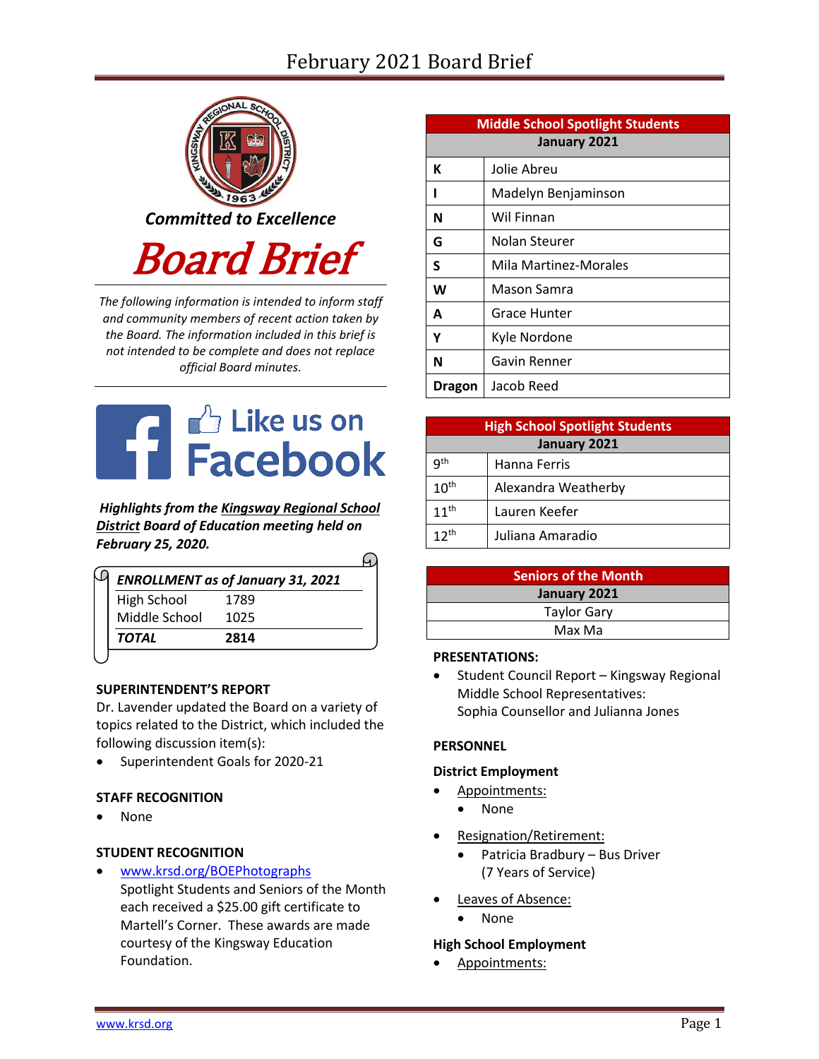# February 2021 Board Brief

***Committed to Excellence***

# *Board Brief*

*The following information is intended to inform staff and community members of recent action taken by the Board. The information included in this brief is not intended to be complete and does not replace official Board minutes.*

Like us on Facebook

***Highlights from the Kingsway Regional School District Board of Education meeting held on February 25, 2020.***

| *ENROLLMENT as of January 31, 2021* | |
|---|---|
| High School | 1789 |
| Middle School | 1025 |
| ***TOTAL*** | **2814** |

**SUPERINTENDENT'S REPORT**

Dr. Lavender updated the Board on a variety of topics related to the District, which included the following discussion item(s):

- Superintendent Goals for 2020-21

**STAFF RECOGNITION**

- None

**STUDENT RECOGNITION**

- www.krsd.org/BOEPhotographs
  Spotlight Students and Seniors of the Month each received a $25.00 gift certificate to Martell's Corner. These awards are made courtesy of the Kingsway Education Foundation.

| Middle School Spotlight Students | |
|---|---|
| January 2021 | |
| **K** | Jolie Abreu |
| **I** | Madelyn Benjaminson |
| **N** | Wil Finnan |
| **G** | Nolan Steurer |
| **S** | Mila Martinez-Morales |
| **W** | Mason Samra |
| **A** | Grace Hunter |
| **Y** | Kyle Nordone |
| **N** | Gavin Renner |
| **Dragon** | Jacob Reed |

| High School Spotlight Students | |
|---|---|
| January 2021 | |
| 9th | Hanna Ferris |
| 10th | Alexandra Weatherby |
| 11th | Lauren Keefer |
| 12th | Juliana Amaradio |

| Seniors of the Month |
|---|
| January 2021 |
| Taylor Gary |
| Max Ma |

**PRESENTATIONS:**

- Student Council Report – Kingsway Regional Middle School Representatives: Sophia Counsellor and Julianna Jones

**PERSONNEL**

**District Employment**

- Appointments:
  - None
- Resignation/Retirement:
  - Patricia Bradbury – Bus Driver (7 Years of Service)
- Leaves of Absence:
  - None

**High School Employment**

- Appointments: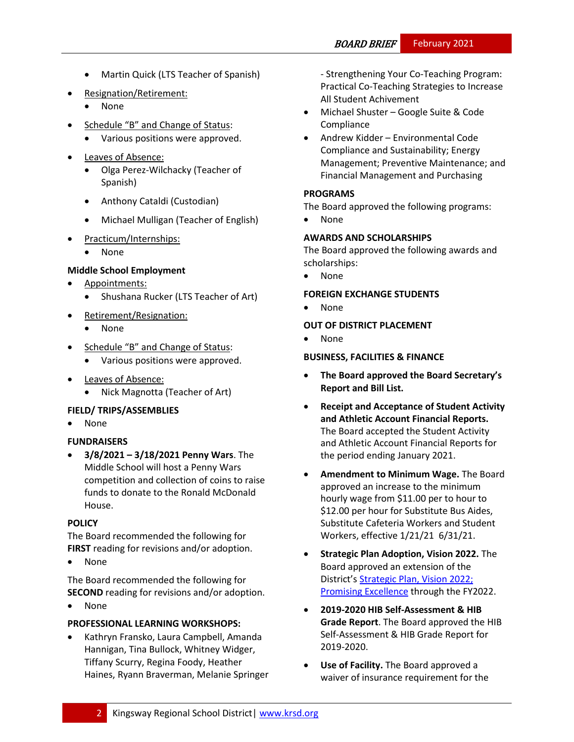- Martin Quick (LTS Teacher of Spanish)
- Resignation/Retirement:
  - None
- Schedule "B" and Change of Status:
  - Various positions were approved.
- Leaves of Absence:
  - Olga Perez-Wilchacky (Teacher of Spanish)
  - Anthony Cataldi (Custodian)
  - Michael Mulligan (Teacher of English)
- Practicum/Internships:
  - None

**Middle School Employment**

- Appointments:
  - Shushana Rucker (LTS Teacher of Art)
- Retirement/Resignation:
  - None
- Schedule "B" and Change of Status:
  - Various positions were approved.
- Leaves of Absence:
  - Nick Magnotta (Teacher of Art)

**FIELD/ TRIPS/ASSEMBLIES**

- None

**FUNDRAISERS**

- **3/8/2021 – 3/18/2021 Penny Wars**. The Middle School will host a Penny Wars competition and collection of coins to raise funds to donate to the Ronald McDonald House.

**POLICY**

The Board recommended the following for **FIRST** reading for revisions and/or adoption.

- None

The Board recommended the following for **SECOND** reading for revisions and/or adoption.

- None

**PROFESSIONAL LEARNING WORKSHOPS:**

- Kathryn Fransko, Laura Campbell, Amanda Hannigan, Tina Bullock, Whitney Widger, Tiffany Scurry, Regina Foody, Heather Haines, Ryann Braverman, Melanie Springer - Strengthening Your Co-Teaching Program: Practical Co-Teaching Strategies to Increase All Student Achivement
- Michael Shuster – Google Suite & Code Compliance
- Andrew Kidder – Environmental Code Compliance and Sustainability; Energy Management; Preventive Maintenance; and Financial Management and Purchasing

**PROGRAMS**

The Board approved the following programs:

- None

**AWARDS AND SCHOLARSHIPS**

The Board approved the following awards and scholarships:

- None

**FOREIGN EXCHANGE STUDENTS**

- None

**OUT OF DISTRICT PLACEMENT**

- None

**BUSINESS, FACILITIES & FINANCE**

- **The Board approved the Board Secretary's Report and Bill List.**
- **Receipt and Acceptance of Student Activity and Athletic Account Financial Reports.** The Board accepted the Student Activity and Athletic Account Financial Reports for the period ending January 2021.
- **Amendment to Minimum Wage.** The Board approved an increase to the minimum hourly wage from $11.00 per to hour to $12.00 per hour for Substitute Bus Aides, Substitute Cafeteria Workers and Student Workers, effective 1/21/21 6/31/21.
- **Strategic Plan Adoption, Vision 2022.** The Board approved an extension of the District's Strategic Plan, Vision 2022; Promising Excellence through the FY2022.
- **2019-2020 HIB Self-Assessment & HIB Grade Report**. The Board approved the HIB Self-Assessment & HIB Grade Report for 2019-2020.
- **Use of Facility.** The Board approved a waiver of insurance requirement for the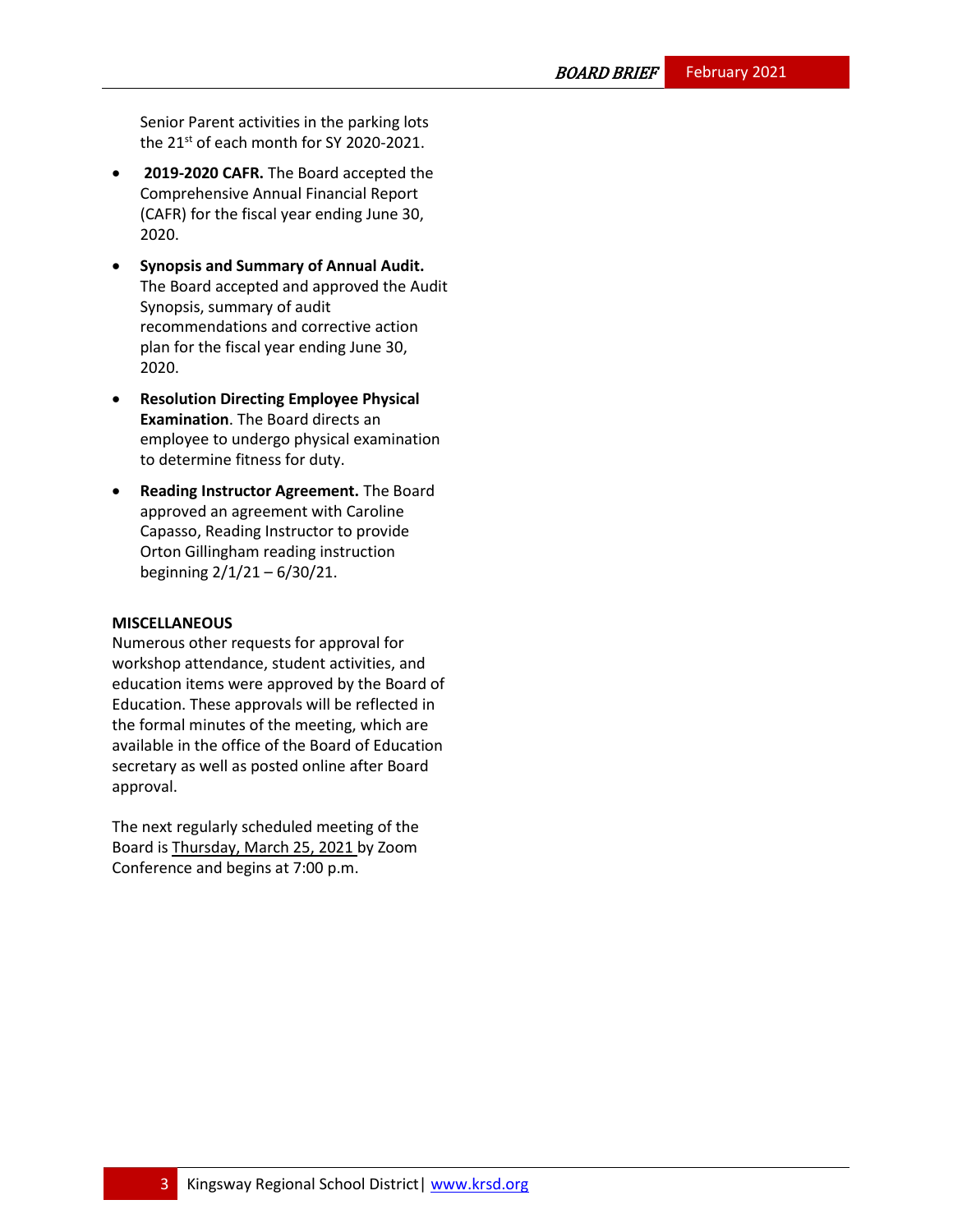Senior Parent activities in the parking lots the 21st of each month for SY 2020-2021.

- **2019-2020 CAFR.** The Board accepted the Comprehensive Annual Financial Report (CAFR) for the fiscal year ending June 30, 2020.
- **Synopsis and Summary of Annual Audit.** The Board accepted and approved the Audit Synopsis, summary of audit recommendations and corrective action plan for the fiscal year ending June 30, 2020.
- **Resolution Directing Employee Physical Examination**. The Board directs an employee to undergo physical examination to determine fitness for duty.
- **Reading Instructor Agreement.** The Board approved an agreement with Caroline Capasso, Reading Instructor to provide Orton Gillingham reading instruction beginning 2/1/21 – 6/30/21.

**MISCELLANEOUS**

Numerous other requests for approval for workshop attendance, student activities, and education items were approved by the Board of Education. These approvals will be reflected in the formal minutes of the meeting, which are available in the office of the Board of Education secretary as well as posted online after Board approval.

The next regularly scheduled meeting of the Board is Thursday, March 25, 2021 by Zoom Conference and begins at 7:00 p.m.